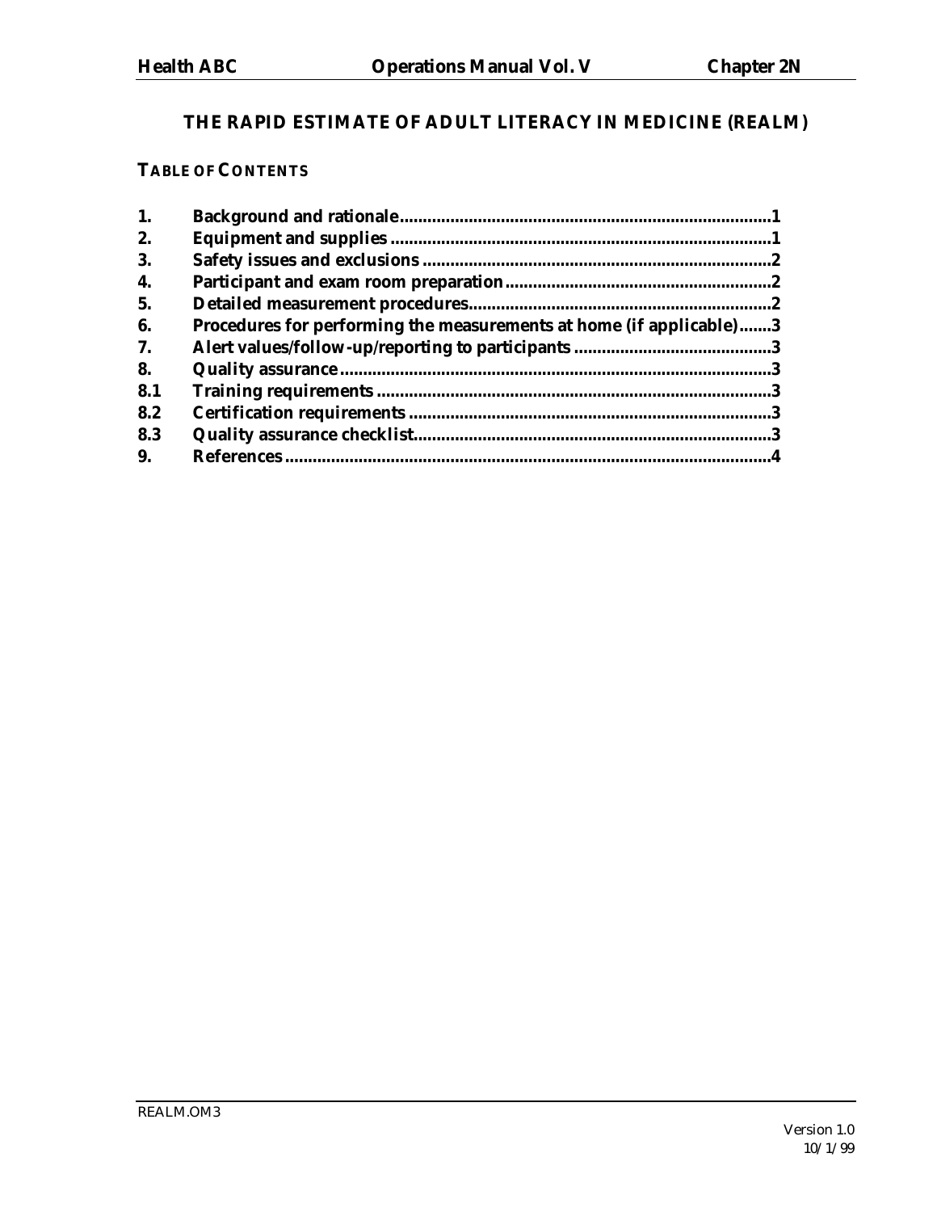# THE RAPID ESTIMATE OF ADULT LITERACY IN MEDICINE (REALM)

## TABLE OF CONTENTS

| | | |
|---|---|---|
| **1.** | **Background and rationale** | **1** |
| **2.** | **Equipment and supplies** | **1** |
| **3.** | **Safety issues and exclusions** | **2** |
| **4.** | **Participant and exam room preparation** | **2** |
| **5.** | **Detailed measurement procedures** | **2** |
| **6.** | **Procedures for performing the measurements at home (if applicable)** | **3** |
| **7.** | **Alert values/follow-up/reporting to participants** | **3** |
| **8.** | **Quality assurance** | **3** |
| **8.1** | **Training requirements** | **3** |
| **8.2** | **Certification requirements** | **3** |
| **8.3** | **Quality assurance checklist** | **3** |
| **9.** | **References** | **4** |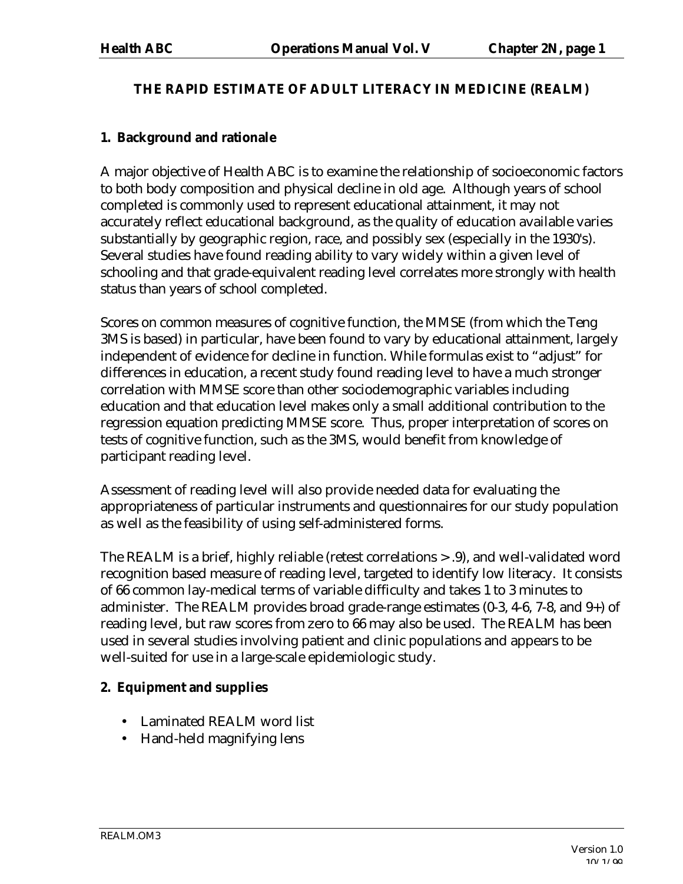# THE RAPID ESTIMATE OF ADULT LITERACY IN MEDICINE (REALM)

## 1. Background and rationale

A major objective of Health ABC is to examine the relationship of socioeconomic factors to both body composition and physical decline in old age. Although years of school completed is commonly used to represent educational attainment, it may not accurately reflect educational background, as the quality of education available varies substantially by geographic region, race, and possibly sex (especially in the 1930's). Several studies have found reading ability to vary widely within a given level of schooling and that grade-equivalent reading level correlates more strongly with health status than years of school completed.

Scores on common measures of cognitive function, the MMSE (from which the Teng 3MS is based) in particular, have been found to vary by educational attainment, largely independent of evidence for decline in function. While formulas exist to "adjust" for differences in education, a recent study found reading level to have a much stronger correlation with MMSE score than other sociodemographic variables including education and that education level makes only a small additional contribution to the regression equation predicting MMSE score. Thus, proper interpretation of scores on tests of cognitive function, such as the 3MS, would benefit from knowledge of participant reading level.

Assessment of reading level will also provide needed data for evaluating the appropriateness of particular instruments and questionnaires for our study population as well as the feasibility of using self-administered forms.

The REALM is a brief, highly reliable (retest correlations > .9), and well-validated word recognition based measure of reading level, targeted to identify low literacy. It consists of 66 common lay-medical terms of variable difficulty and takes 1 to 3 minutes to administer. The REALM provides broad grade-range estimates (0-3, 4-6, 7-8, and 9+) of reading level, but raw scores from zero to 66 may also be used. The REALM has been used in several studies involving patient and clinic populations and appears to be well-suited for use in a large-scale epidemiologic study.

## 2. Equipment and supplies

- Laminated REALM word list
- Hand-held magnifying lens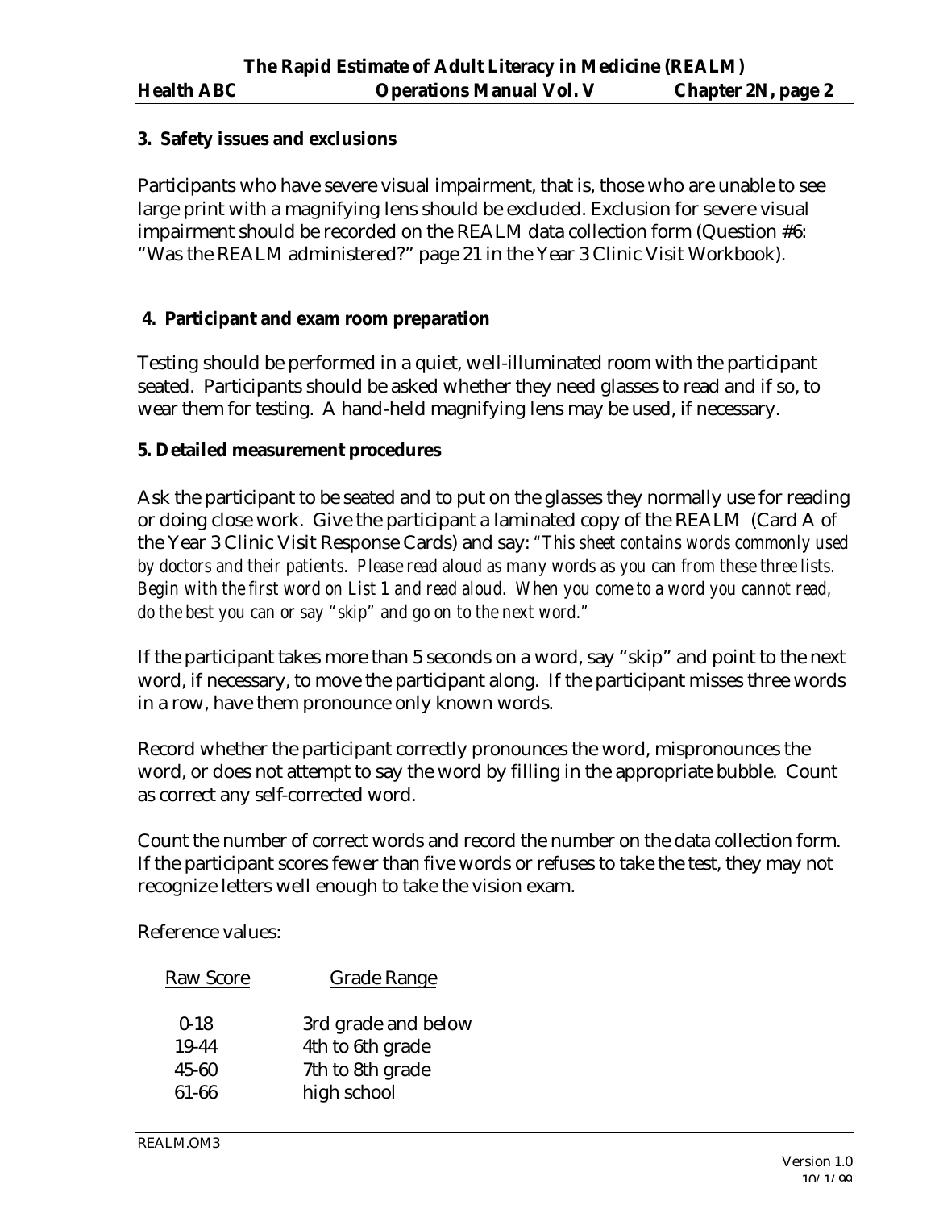### 3. Safety issues and exclusions

Participants who have severe visual impairment, that is, those who are unable to see large print with a magnifying lens should be excluded. Exclusion for severe visual impairment should be recorded on the REALM data collection form (Question #6: "Was the REALM administered?" page 21 in the Year 3 Clinic Visit Workbook).

### 4. Participant and exam room preparation

Testing should be performed in a quiet, well-illuminated room with the participant seated. Participants should be asked whether they need glasses to read and if so, to wear them for testing. A hand-held magnifying lens may be used, if necessary.

### 5. Detailed measurement procedures

Ask the participant to be seated and to put on the glasses they normally use for reading or doing close work. Give the participant a laminated copy of the REALM (Card A of the Year 3 Clinic Visit Response Cards) and say: *"This sheet contains words commonly used by doctors and their patients. Please read aloud as many words as you can from these three lists. Begin with the first word on List 1 and read aloud. When you come to a word you cannot read, do the best you can or say "skip" and go on to the next word."*

If the participant takes more than 5 seconds on a word, say "skip" and point to the next word, if necessary, to move the participant along. If the participant misses three words in a row, have them pronounce only known words.

Record whether the participant correctly pronounces the word, mispronounces the word, or does not attempt to say the word by filling in the appropriate bubble. Count as correct any self-corrected word.

Count the number of correct words and record the number on the data collection form. If the participant scores fewer than five words or refuses to take the test, they may not recognize letters well enough to take the vision exam.

Reference values:

| Raw Score | Grade Range |
|---|---|
| 0-18 | 3rd grade and below |
| 19-44 | 4th to 6th grade |
| 45-60 | 7th to 8th grade |
| 61-66 | high school |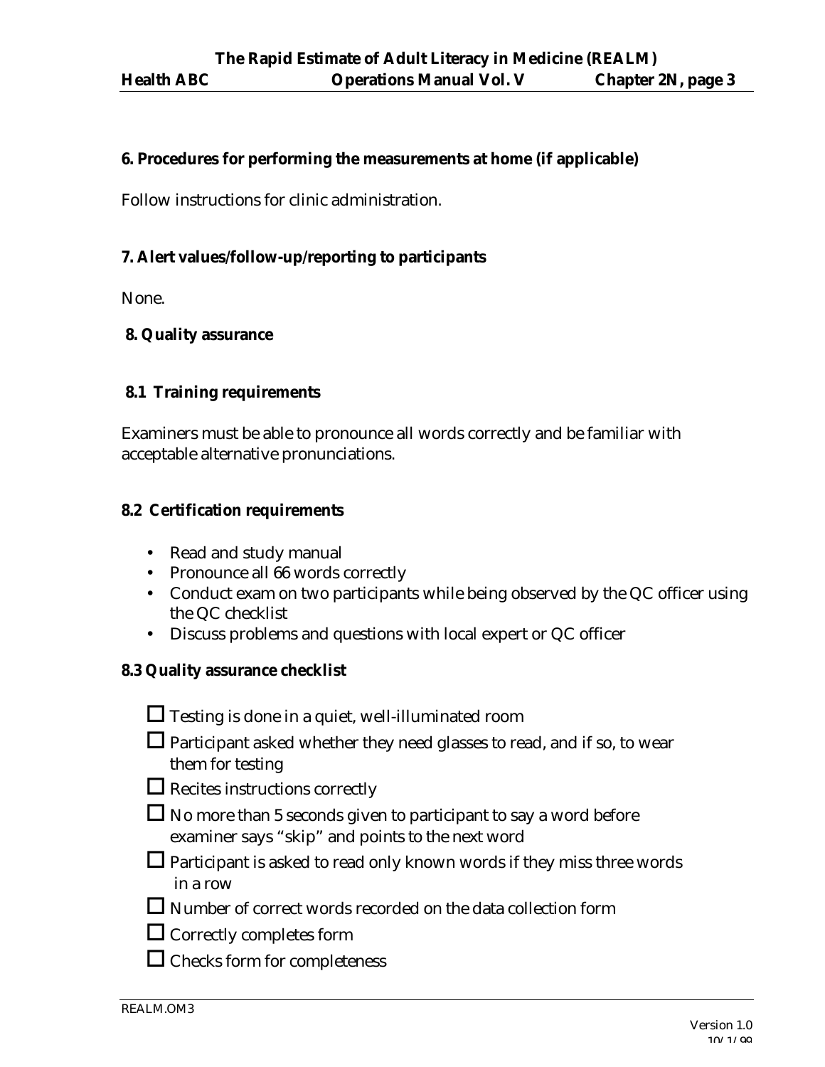## 6. Procedures for performing the measurements at home (if applicable)

Follow instructions for clinic administration.

## 7. Alert values/follow-up/reporting to participants

None.

## 8. Quality assurance

### 8.1 Training requirements

Examiners must be able to pronounce all words correctly and be familiar with acceptable alternative pronunciations.

### 8.2 Certification requirements

- Read and study manual
- Pronounce all 66 words correctly
- Conduct exam on two participants while being observed by the QC officer using the QC checklist
- Discuss problems and questions with local expert or QC officer

### 8.3 Quality assurance checklist

- ☐ Testing is done in a quiet, well-illuminated room
- ☐ Participant asked whether they need glasses to read, and if so, to wear them for testing
- ☐ Recites instructions correctly
- ☐ No more than 5 seconds given to participant to say a word before examiner says "skip" and points to the next word
- ☐ Participant is asked to read only known words if they miss three words in a row
- ☐ Number of correct words recorded on the data collection form
- ☐ Correctly completes form
- ☐ Checks form for completeness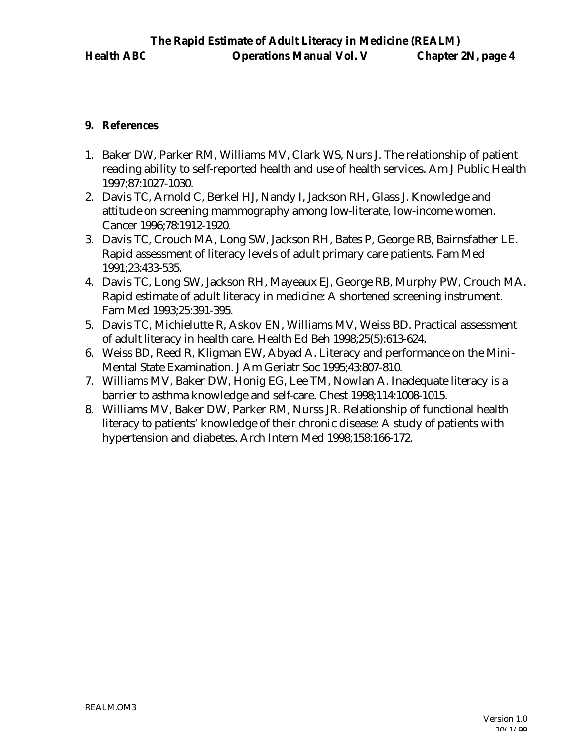## 9. References

1. Baker DW, Parker RM, Williams MV, Clark WS, Nurs J. The relationship of patient reading ability to self-reported health and use of health services. Am J Public Health 1997;87:1027-1030.
2. Davis TC, Arnold C, Berkel HJ, Nandy I, Jackson RH, Glass J. Knowledge and attitude on screening mammography among low-literate, low-income women. Cancer 1996;78:1912-1920.
3. Davis TC, Crouch MA, Long SW, Jackson RH, Bates P, George RB, Bairnsfather LE. Rapid assessment of literacy levels of adult primary care patients. Fam Med 1991;23:433-535.
4. Davis TC, Long SW, Jackson RH, Mayeaux EJ, George RB, Murphy PW, Crouch MA. Rapid estimate of adult literacy in medicine: A shortened screening instrument. Fam Med 1993;25:391-395.
5. Davis TC, Michielutte R, Askov EN, Williams MV, Weiss BD. Practical assessment of adult literacy in health care. Health Ed Beh 1998;25(5):613-624.
6. Weiss BD, Reed R, Kligman EW, Abyad A. Literacy and performance on the Mini-Mental State Examination. J Am Geriatr Soc 1995;43:807-810.
7. Williams MV, Baker DW, Honig EG, Lee TM, Nowlan A. Inadequate literacy is a barrier to asthma knowledge and self-care. Chest 1998;114:1008-1015.
8. Williams MV, Baker DW, Parker RM, Nurss JR. Relationship of functional health literacy to patients' knowledge of their chronic disease: A study of patients with hypertension and diabetes. Arch Intern Med 1998;158:166-172.